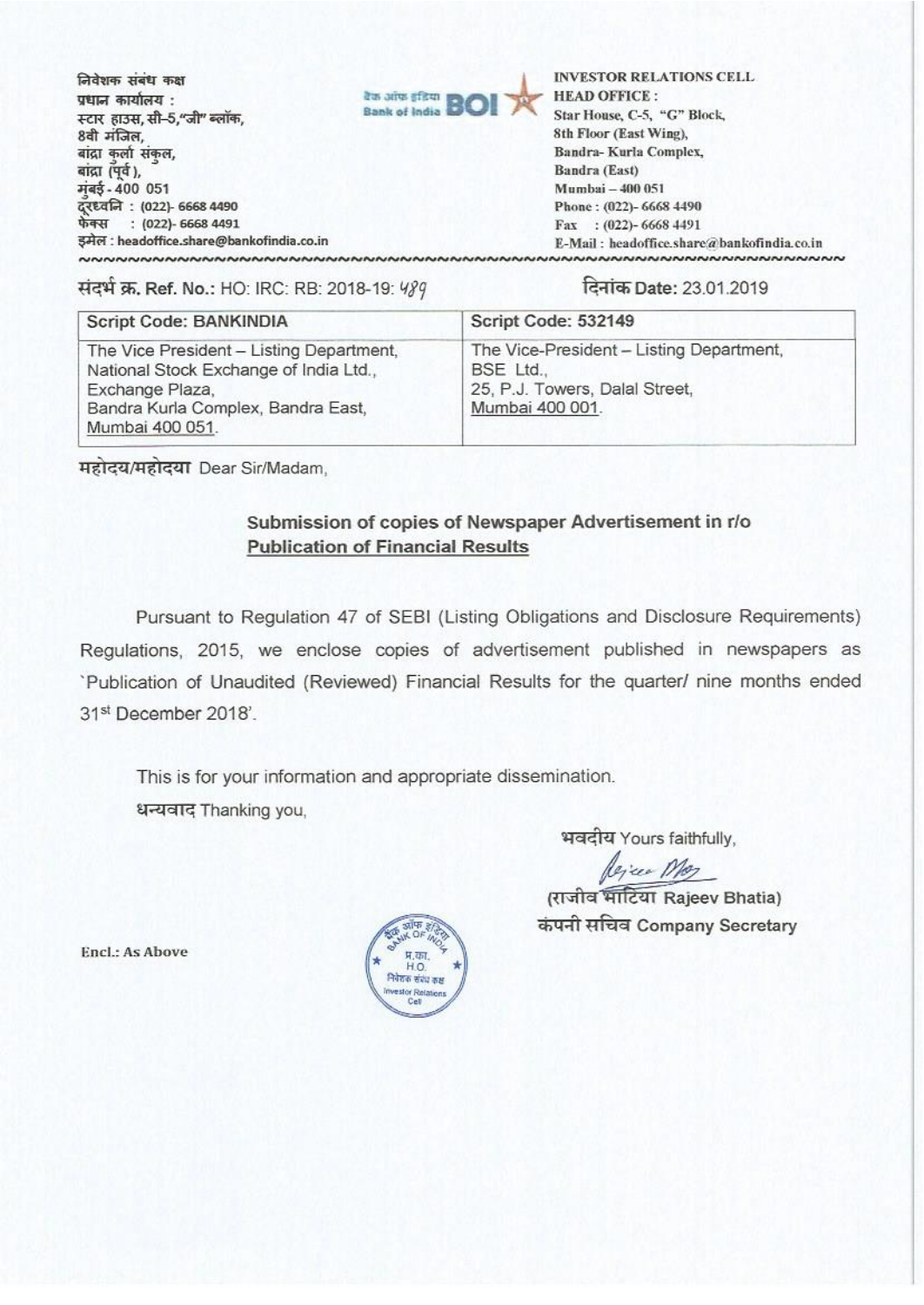निवेशक संबंध कक्ष
प्रधान कार्यालय :
स्टार हाउस, सी-5,"जी" ब्लॉक,
8वी मंजिल,
बांद्रा कुर्ला संकुल,
बांद्रा (पूर्व),
मुंबई - 400 051
दूरध्वनि : (022)- 6668 4490
फेक्स : (022)- 6668 4491
इमेल : headoffice.share@bankofindia.co.in

बैंक ऑफ इंडिया Bank of India BOI

**INVESTOR RELATIONS CELL**
**HEAD OFFICE :**
Star House, C-5, "G" Block,
8th Floor (East Wing),
Bandra- Kurla Complex,
Bandra (East)
Mumbai – 400 051
Phone : (022)- 6668 4490
Fax : (022)- 6668 4491
E-Mail : headoffice.share@bankofindia.co.in

संदर्भ क्र. Ref. No.: HO: IRC: RB: 2018-19: 489

दिनांक Date: 23.01.2019

| Script Code: BANKINDIA | Script Code: 532149 |
|---|---|
| The Vice President – Listing Department, National Stock Exchange of India Ltd., Exchange Plaza, Bandra Kurla Complex, Bandra East, Mumbai 400 051. | The Vice-President – Listing Department, BSE Ltd., 25, P.J. Towers, Dalal Street, Mumbai 400 001. |

महोदय/महोदया Dear Sir/Madam,

**Submission of copies of Newspaper Advertisement in r/o Publication of Financial Results**

Pursuant to Regulation 47 of SEBI (Listing Obligations and Disclosure Requirements) Regulations, 2015, we enclose copies of advertisement published in newspapers as `Publication of Unaudited (Reviewed) Financial Results for the quarter/ nine months ended 31st December 2018'.

This is for your information and appropriate dissemination.

धन्यवाद Thanking you,

भवदीय Yours faithfully,

(राजीव भाटिया Rajeev Bhatia)
कंपनी सचिव Company Secretary

Encl.: As Above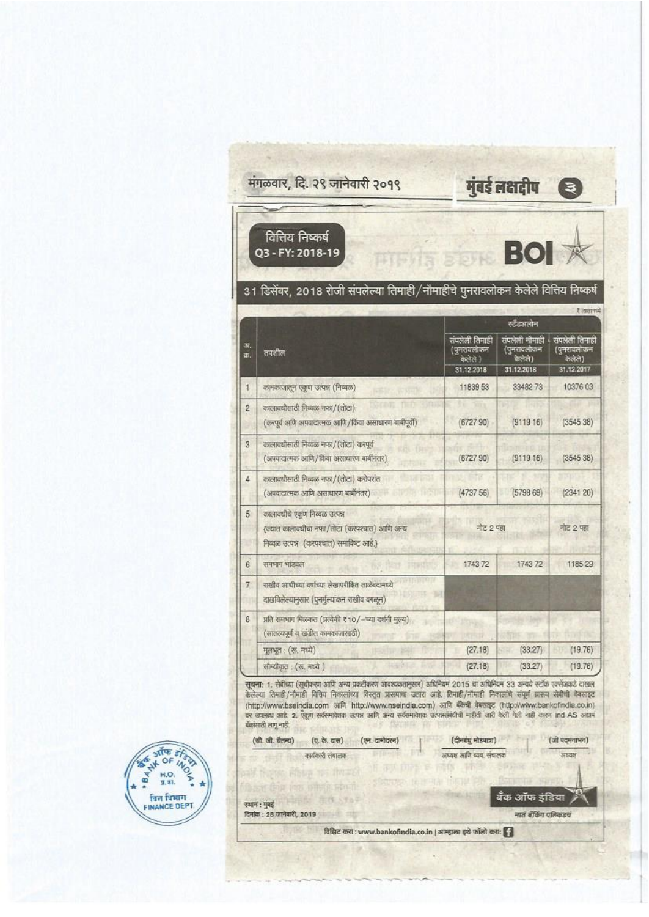मंगळवार, दि. २९ जानेवारी २०१९ मुंबई लक्षदीप

वित्तिय निष्कर्ष
Q3 - FY: 2018-19

**BOI**

## 31 डिसेंबर, 2018 रोजी संपलेल्या तिमाही/नौमाहीचे पुनरावलोकन केलेले वित्तिय निष्कर्ष

₹ लाखामध्ये

| अ. क्र. | तपशील | स्टँडअलोन | | |
|---|---|---|---|---|
| | | संपलेली तिमाही (पुनरावलोकन केलेले) 31.12.2018 | संपलेली नौमाही (पुनरावलोकन केलेले) 31.12.2018 | संपलेली तिमाही (पुनरावलोकन केलेले) 31.12.2017 |
| 1 | कामकाजातून एकूण उत्पन्न (निव्वळ) | 11839 53 | 33482 73 | 10376 03 |
| 2 | कालावधीसाठी निव्वळ नफा/(तोटा) (करपूर्व आणि अपवादात्मक आणि/किंवा असाधारण बाबींपूर्वी) | (6727 90) | (9119 16) | (3545 38) |
| 3 | कालावधीसाठी निव्वळ नफा/(तोटा) करपूर्व (अपवादात्मक आणि/किंवा असाधारण बाबींनंतर) | (6727 90) | (9119 16) | (3545 38) |
| 4 | कालावधीसाठी निव्वळ नफा/(तोटा) करोपरांत (अपवादात्मक आणि असाधारण बाबींनंतर) | (4737 56) | (5798 69) | (2341 20) |
| 5 | कालावधीचे एकूण निव्वळ उत्पन्न (ज्यात कालावधीचा नफा/तोटा (करपश्चात) आणि अन्य निव्वळ उत्पन्न (करपश्चात) समाविष्ट आहे.) | नोट 2 पहा | | नोट 2 पहा |
| 6 | समभाग भांडवल | 1743 72 | 1743 72 | 1185 29 |
| 7 | राखीव आधीच्या वर्षाच्या लेखापरीक्षित ताळेबंदामध्ये दाखविलेल्यानुसार (पुनर्मूल्यांकन राखीव वगळून) | | | |
| 8 | प्रति समभाग मिळकत (प्रत्येकी ₹10/-च्या दर्शनी मूल्य) (सातत्यपूर्ण व खंडीत कामकाजासाठी) | | | |
| | मूलभूत : (रू. मध्ये) | (27.18) | (33.27) | (19.76) |
| | सौम्यीकृत : (रू. मध्ये) | (27.18) | (33.27) | (19.76) |

**सूचना:** 1. सेबीच्या (सूचीकरण आणि अन्य प्रकटीकरण आवश्यकतानुसार) अधिनियम 2015 चा अधिनियम 33 अन्वये स्टॉक एक्सेंजकडे दाखल केलेल्या तिमाही/नौमाही वित्तीय निकालांच्या विस्तृत प्रारूपाचा उतारा आहे. तिमाही/नौमाही निकालांचे संपूर्ण प्रारूप सेबीची वेबसाइट (http://www.bseindia.com आणि http://www.nseindia.com) आणि बँकेची वेबसाइट (http://www.bankofindia.co.in) वर उपलब्ध आहे. 2. एकूण सर्वसमावेशक उत्पन्न आणि अन्य सर्वसमावेशक उत्पन्नासंबंधीची माहिती जारी केली गेली नाही कारण Ind AS अद्याप बँकेसाठी लागू नाही.

| (सी. जी. चैतन्य) | (ए. के. दास) | (एन. दामोदरन) | (दीनबंधु मोहपात्रा) | (जी पद्मनाभन) |
|---|---|---|---|---|
| कार्यकारी संचालक | | | अध्यक्ष आणि व्य. संचालक | अध्यक्ष |

स्थान : मुंबई
दिनांक : 28 जानेवारी, 2019

बँक ऑफ इंडिया
नाते बँकिंग पलिकडचं

विझिट करा : www.bankofindia.co.in | आम्हाला इथे फॉलो करा:

बँक ऑफ इंडिया BANK OF INDIA H.O. वित्त विभाग FINANCE DEPT.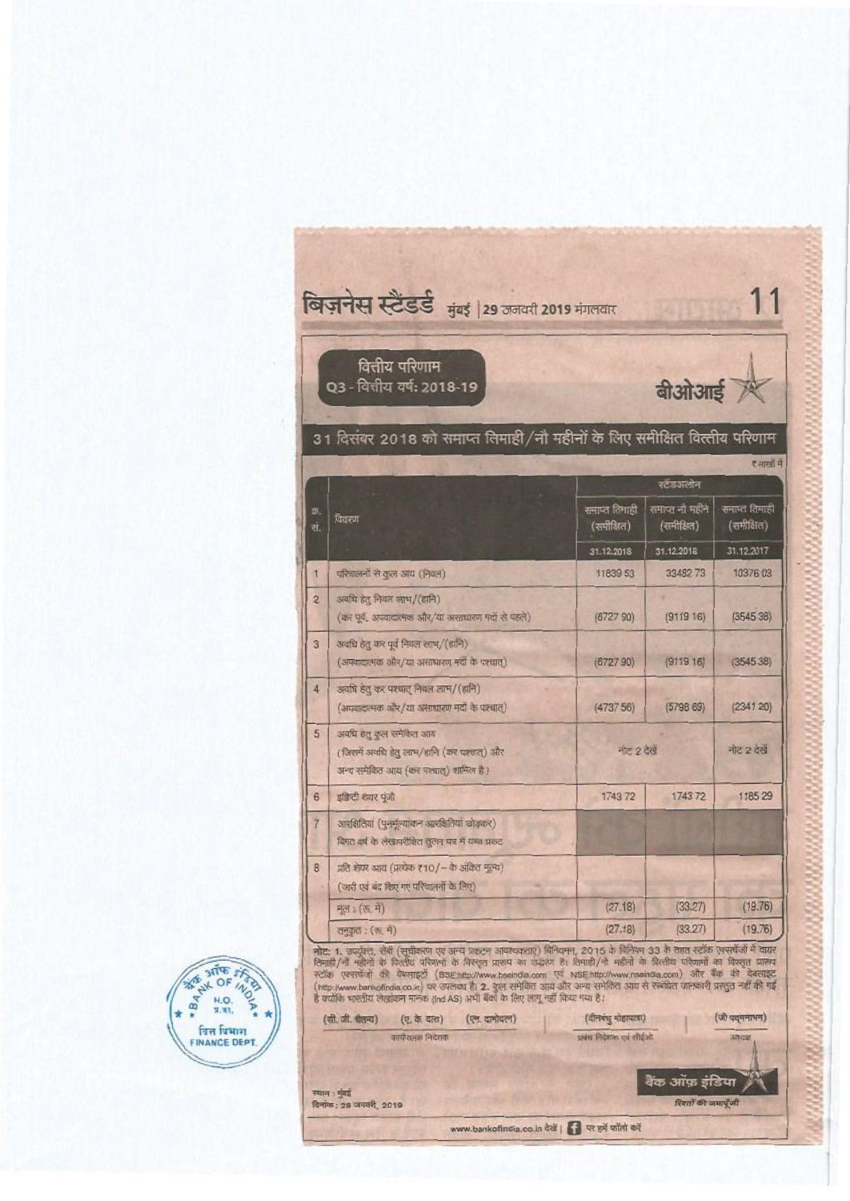बिज़नेस स्टैंडर्ड मुंबई | 29 जनवरी 2019 मंगलवार

वित्तीय परिणाम
Q3 - वित्तीय वर्ष: 2018-19

बीओआई

## 31 दिसंबर 2018 को समाप्त तिमाही/नौ महीनों के लिए समीक्षित वित्तीय परिणाम

₹ लाखों में

| क्र. सं. | विवरण | स्टैंडअलोन | | |
|---|---|---|---|---|
| | | समाप्त तिमाही (समीक्षित) | समाप्त नौ महीने (समीक्षित) | समाप्त तिमाही (समीक्षित) |
| | | 31.12.2018 | 31.12.2018 | 31.12.2017 |
| 1 | परिचालनों से कुल आय (निवल) | 11839 53 | 33482 73 | 10376 03 |
| 2 | अवधि हेतु निवल लाभ/(हानि) (कर पूर्व, अपवादात्मक और/या असाधारण मदों से पहले) | (6727 90) | (9119 16) | (3545 38) |
| 3 | अवधि हेतु कर पूर्व निवल लाभ/(हानि) (अपवादात्मक और/या असाधारण मदों के पश्चात्) | (6727 90) | (9119 16) | (3545 38) |
| 4 | अवधि हेतु कर पश्चात् निवल लाभ/(हानि) (अपवादात्मक और/या असाधारण मदों के पश्चात्) | (4737 56) | (5798 69) | (2341 20) |
| 5 | अवधि हेतु कुल समेकित आय (जिसमें अवधि हेतु लाभ/हानि (कर पश्चात्) और अन्य समेकित आय (कर पश्चात्) शामिल है) | नोट 2 देखें | | नोट 2 देखें |
| 6 | इक्विटी शेयर पूंजी | 1743 72 | 1743 72 | 1185 29 |
| 7 | आरक्षितियां (पुनर्मूल्यांकन आरक्षितियां छोड़कर) विगत वर्ष के लेखापरीक्षित तुलन पत्र में यथा प्रकट | | | |
| 8 | प्रति शेयर आय (प्रत्येक ₹10/- के अंकित मूल्य) (जारी एवं बंद किए गए परिचालनों के लिए) | | | |
| | मूल : (रु. में) | (27.18) | (33.27) | (19.76) |
| | तनुकृत : (रु. में) | (27.18) | (33.27) | (19.76) |

नोट: 1. उपर्युक्त, सेबी (सूचीकरण एवं अन्य प्रकटन आवश्यकताएं) विनियम, 2015 के विनियम 33 के तहत स्टॉक एक्सचेंजों में दायर तिमाही/नौ महीनों के वित्तीय परिणामों के विस्तृत प्रारूप का उद्धरण है। तिमाही/नौ महीनों के वित्तीय परिणामों का विस्तृत प्रारूप स्टॉक एक्सचेंजों की वेबसाइटों (BSE:http://www.bseindia.com एवं NSE:http://www.nseindia.com) और बैंक की वेबसाइट (http://www.bankofindia.co.in) पर उपलब्ध है। 2. कुल समेकित आय और अन्य समेकित आय से संबंधित जानकारी प्रस्तुत नहीं की गई है क्योंकि भारतीय लेखांकन मानक (Ind AS) अभी बैंकों के लिए लागू नहीं किया गया है।

(सी. जी. चैतन्य) (ए. के. दास) (एन. दामोदरन) — कार्यपालक निदेशक

(दीनबंधु मोहापात्रा) — प्रबंध निदेशक एवं सीईओ

(जी पद्मनाभन) — अध्यक्ष

स्थान : मुंबई
दिनांक : 28 जनवरी, 2019

बैंक ऑफ़ इंडिया
रिश्तों की जमापूँजी

www.bankofindia.co.in देखें | पर हमें फॉलो करें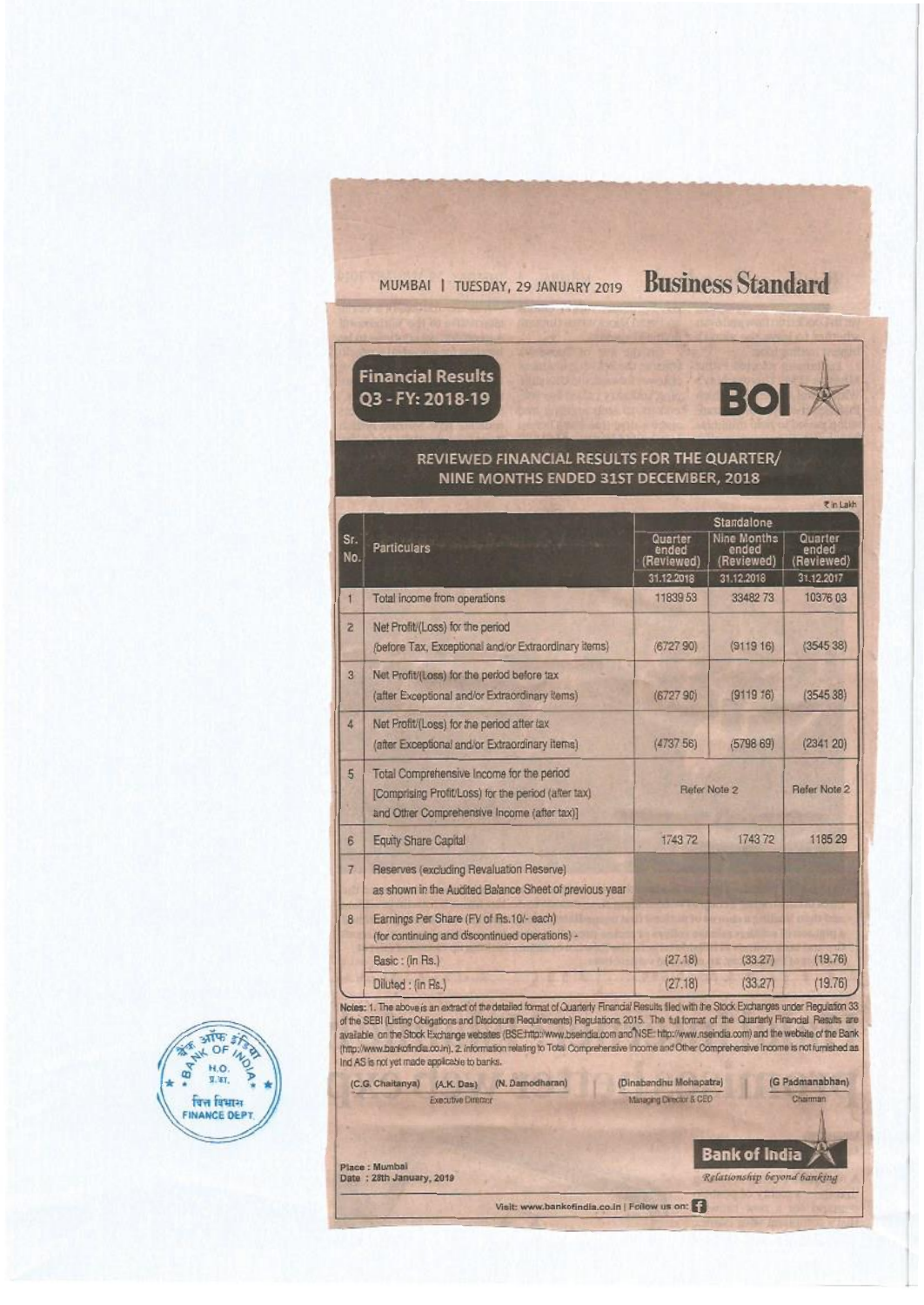MUMBAI | TUESDAY, 29 JANUARY 2019 **Business Standard**

**Financial Results Q3 - FY: 2018-19**

BOI

## REVIEWED FINANCIAL RESULTS FOR THE QUARTER/ NINE MONTHS ENDED 31ST DECEMBER, 2018

₹ in Lakh

| Sr. No. | Particulars | Standalone | | |
|---|---|---|---|---|
| | | Quarter ended (Reviewed) | Nine Months ended (Reviewed) | Quarter ended (Reviewed) |
| | | 31.12.2018 | 31.12.2018 | 31.12.2017 |
| 1 | Total income from operations | 11839 53 | 33482 73 | 10376 03 |
| 2 | Net Profit/(Loss) for the period (before Tax, Exceptional and/or Extraordinary items) | (6727 90) | (9119 16) | (3545 38) |
| 3 | Net Profit/(Loss) for the period before tax (after Exceptional and/or Extraordinary items) | (6727 90) | (9119 16) | (3545 38) |
| 4 | Net Profit/(Loss) for the period after tax (after Exceptional and/or Extraordinary items) | (4737 56) | (5798 69) | (2341 20) |
| 5 | Total Comprehensive Income for the period [Comprising Profit/Loss) for the period (after tax) and Other Comprehensive Income (after tax)] | Refer Note 2 | | Refer Note 2 |
| 6 | Equity Share Capital | 1743 72 | 1743 72 | 1185 29 |
| 7 | Reserves (excluding Revaluation Reserve) as shown in the Audited Balance Sheet of previous year | | | |
| 8 | Earnings Per Share (FV of Rs.10/- each) (for continuing and discontinued operations) - | | | |
| | Basic : (in Rs.) | (27.18) | (33.27) | (19.76) |
| | Diluted : (in Rs.) | (27.18) | (33.27) | (19.76) |

Notes: 1. The above is an extract of the detailed format of Quarterly Financial Results filed with the Stock Exchanges under Regulation 33 of the SEBI (Listing Obligations and Disclosure Requirements) Regulations, 2015. The full format of the Quarterly Financial Results are available on the Stock Exchange websites (BSE:http://www.bseindia.com and NSE: http://www.nseindia.com) and the website of the Bank (http://www.bankofindia.co.in). 2. Information relating to Total Comprehensive Income and Other Comprehensive Income is not furnished as Ind AS is not yet made applicable to banks.

(C.G. Chaitanya) (A.K. Das) (N. Damodharan)
Executive Director

(Dinabandhu Mohapatra)
Managing Director & CEO

(G Padmanabhan)
Chairman

Place : Mumbai
Date : 28th January, 2019

**Bank of India**
*Relationship beyond banking*

Visit: www.bankofindia.co.in | Follow us on:

बैंक ऑफ इंडिया BANK OF INDIA H.O. प्र.का. वित्त विभाग FINANCE DEPT.